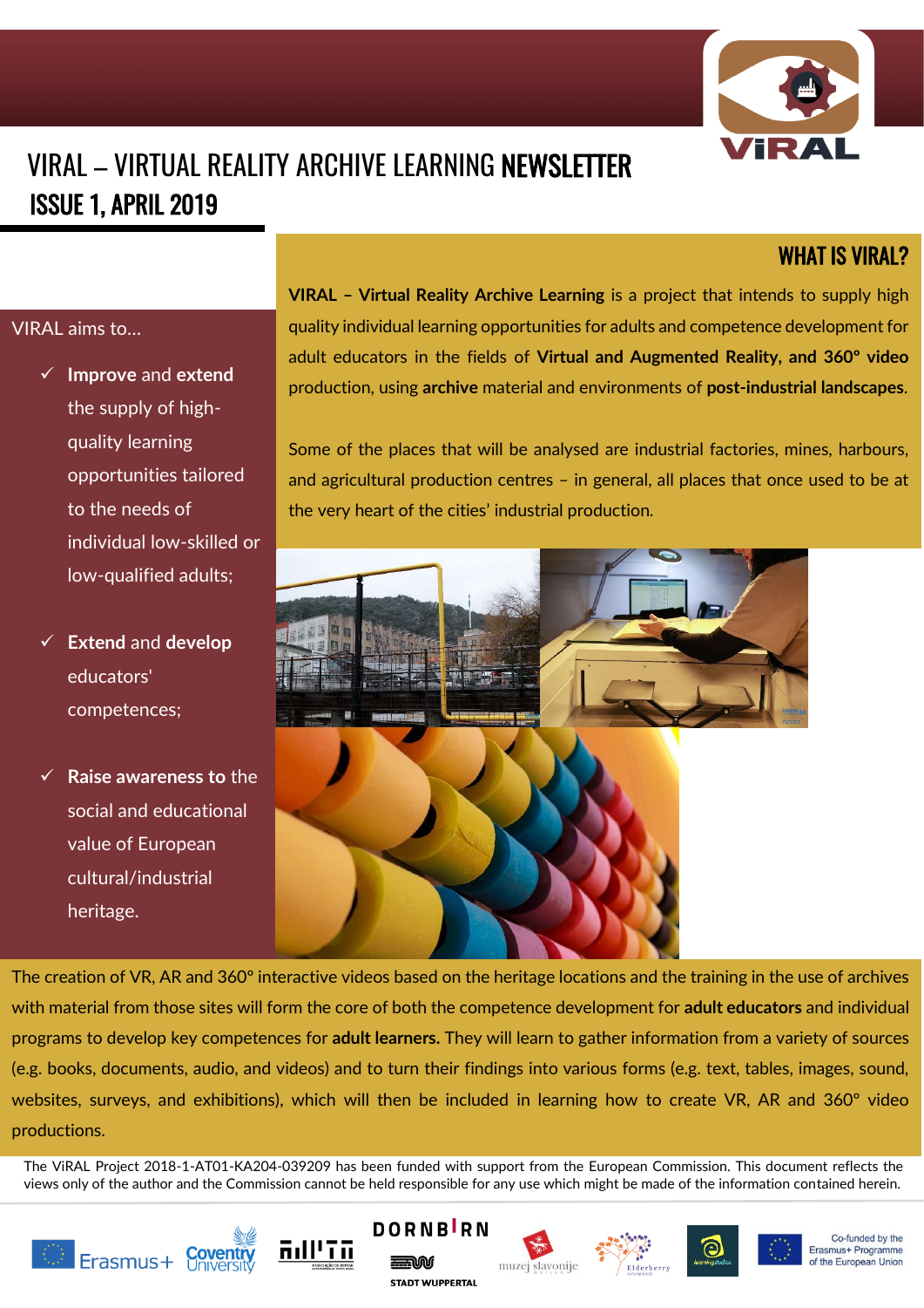# VIRAL – VIRTUAL REALITY ARCHIVE LEARNING NEWSLETTER

## ISSUE 1, APRIL 2019

## WHAT IS VIRAL?

**VIRAL – Virtual Reality Archive Learning** is a project that intends to supply high quality individual learning opportunities for adults and competence development for adult educators in the fields of **Virtual and Augmented Reality, and 360° video** production, using **archive** material and environments of **post-industrial landscapes**.

Some of the places that will be analysed are industrial factories, mines, harbours, and agricultural production centres – in general, all places that once used to be at the very heart of the cities' industrial production.

VIRAL aims to…

- ✓ **Improve** and **extend** the supply of high-quality learning opportunities tailored to the needs of individual low-skilled or low-qualified adults;
- ✓ **Extend** and **develop** educators' competences;
- ✓ **Raise awareness** to the social and educational value of European cultural/industrial heritage.

The creation of VR, AR and 360° interactive videos based on the heritage locations and the training in the use of archives with material from those sites will form the core of both the competence development for **adult educators** and individual programs to develop key competences for **adult learners.** They will learn to gather information from a variety of sources (e.g. books, documents, audio, and videos) and to turn their findings into various forms (e.g. text, tables, images, sound, websites, surveys, and exhibitions), which will then be included in learning how to create VR, AR and 360° video productions.

The ViRAL Project 2018-1-AT01-KA204-039209 has been funded with support from the European Commission. This document reflects the views only of the author and the Commission cannot be held responsible for any use which might be made of the information contained herein.

Erasmus+ · Coventry University · DORNBIRN · STADT WUPPERTAL · muzej slavonije · Elderberry · Co-funded by the Erasmus+ Programme of the European Union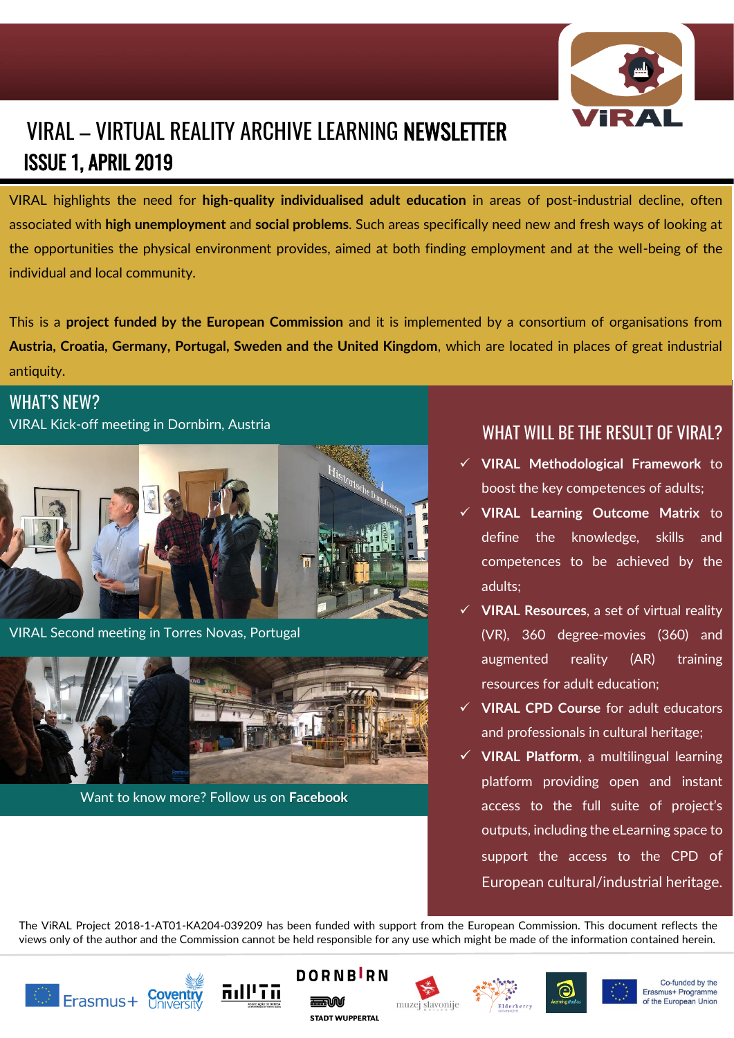# VIRAL – VIRTUAL REALITY ARCHIVE LEARNING NEWSLETTER

## ISSUE 1, APRIL 2019

VIRAL highlights the need for **high-quality individualised adult education** in areas of post-industrial decline, often associated with **high unemployment** and **social problems**. Such areas specifically need new and fresh ways of looking at the opportunities the physical environment provides, aimed at both finding employment and at the well-being of the individual and local community.

This is a **project funded by the European Commission** and it is implemented by a consortium of organisations from **Austria, Croatia, Germany, Portugal, Sweden and the United Kingdom**, which are located in places of great industrial antiquity.

## WHAT'S NEW?

VIRAL Kick-off meeting in Dornbirn, Austria

VIRAL Second meeting in Torres Novas, Portugal

Want to know more? Follow us on **Facebook**

## WHAT WILL BE THE RESULT OF VIRAL?

- **VIRAL Methodological Framework** to boost the key competences of adults;
- **VIRAL Learning Outcome Matrix** to define the knowledge, skills and competences to be achieved by the adults;
- **VIRAL Resources**, a set of virtual reality (VR), 360 degree-movies (360) and augmented reality (AR) training resources for adult education;
- **VIRAL CPD Course** for adult educators and professionals in cultural heritage;
- **VIRAL Platform**, a multilingual learning platform providing open and instant access to the full suite of project's outputs, including the eLearning space to support the access to the CPD of European cultural/industrial heritage.

The ViRAL Project 2018-1-AT01-KA204-039209 has been funded with support from the European Commission. This document reflects the views only of the author and the Commission cannot be held responsible for any use which might be made of the information contained herein.

Erasmus+ Coventry University DORNBIRN STADT WUPPERTAL muzej slavonije Elderberry

Co-funded by the Erasmus+ Programme of the European Union